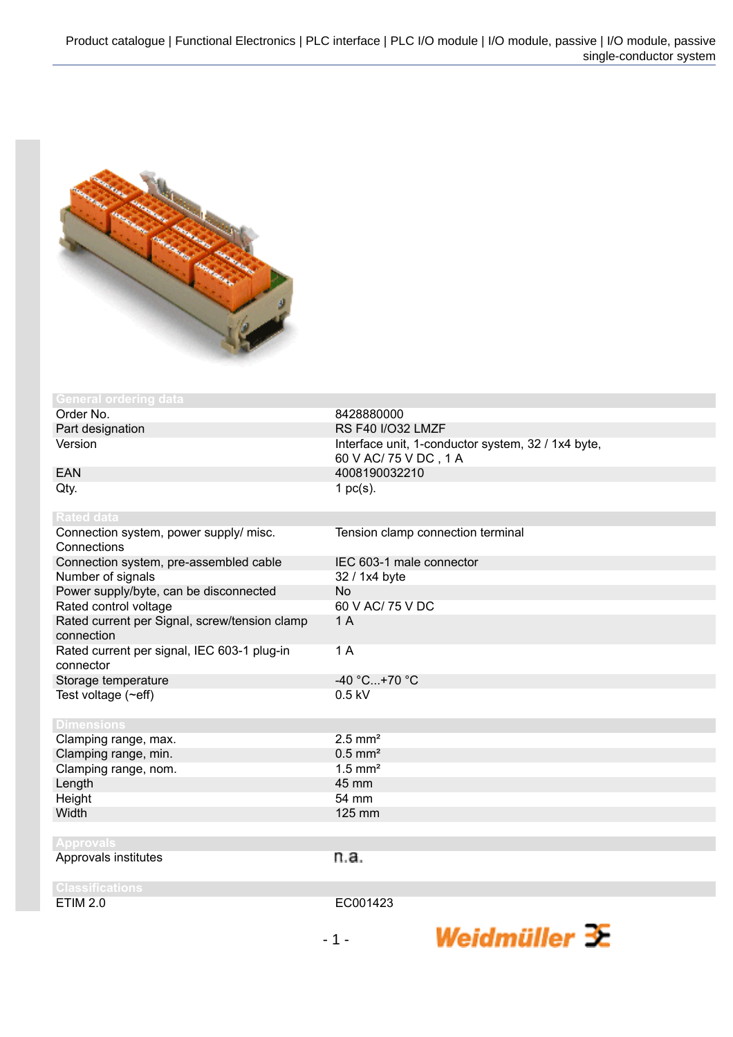## General ordering data

| | |
|---|---|
| Order No. | 8428880000 |
| Part designation | RS F40 I/O32 LMZF |
| Version | Interface unit, 1-conductor system, 32 / 1x4 byte, 60 V AC/ 75 V DC , 1 A |
| EAN | 4008190032210 |
| Qty. | 1 pc(s). |

## Rated data

| | |
|---|---|
| Connection system, power supply/ misc. Connections | Tension clamp connection terminal |
| Connection system, pre-assembled cable | IEC 603-1 male connector |
| Number of signals | 32 / 1x4 byte |
| Power supply/byte, can be disconnected | No |
| Rated control voltage | 60 V AC/ 75 V DC |
| Rated current per Signal, screw/tension clamp connection | 1 A |
| Rated current per signal, IEC 603-1 plug-in connector | 1 A |
| Storage temperature | -40 °C...+70 °C |
| Test voltage (~eff) | 0.5 kV |

## Dimensions

| | |
|---|---|
| Clamping range, max. | 2.5 mm² |
| Clamping range, min. | 0.5 mm² |
| Clamping range, nom. | 1.5 mm² |
| Length | 45 mm |
| Height | 54 mm |
| Width | 125 mm |

## Approvals

| | |
|---|---|
| Approvals institutes | n.a. |

## Classifications

| | |
|---|---|
| ETIM 2.0 | EC001423 |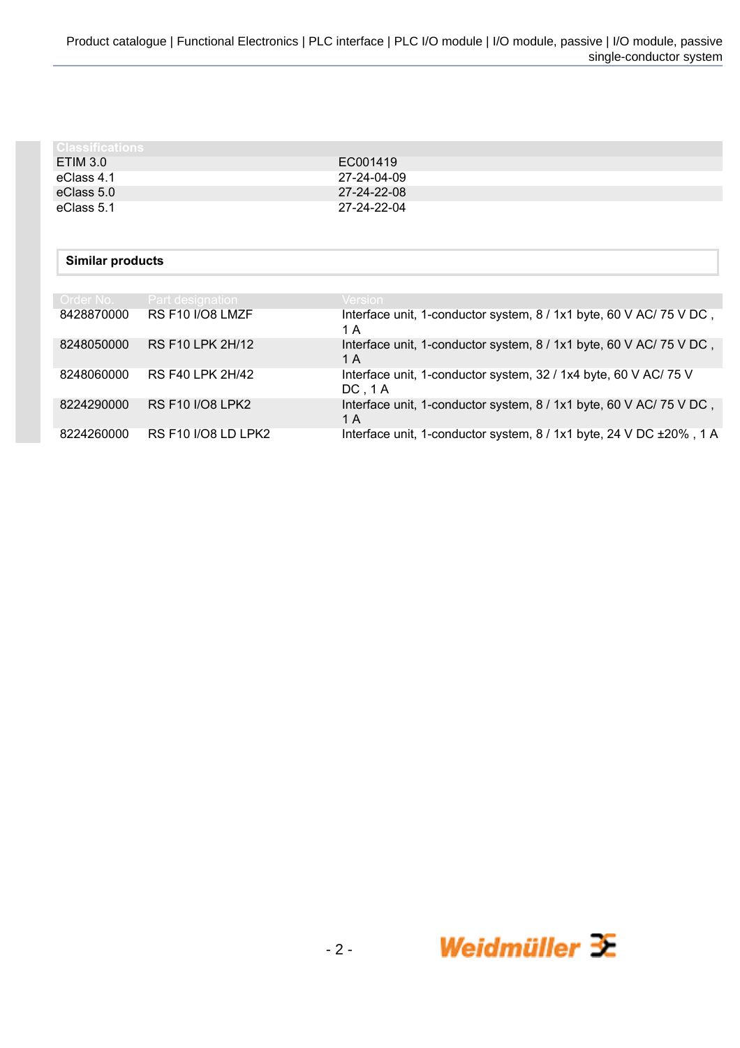| Classifications | |
| --- | --- |
| ETIM 3.0 | EC001419 |
| eClass 4.1 | 27-24-04-09 |
| eClass 5.0 | 27-24-22-08 |
| eClass 5.1 | 27-24-22-04 |

## Similar products

| Order No. | Part designation | Version |
| --- | --- | --- |
| 8428870000 | RS F10 I/O8 LMZF | Interface unit, 1-conductor system, 8 / 1x1 byte, 60 V AC/ 75 V DC , 1 A |
| 8248050000 | RS F10 LPK 2H/12 | Interface unit, 1-conductor system, 8 / 1x1 byte, 60 V AC/ 75 V DC , 1 A |
| 8248060000 | RS F40 LPK 2H/42 | Interface unit, 1-conductor system, 32 / 1x4 byte, 60 V AC/ 75 V DC , 1 A |
| 8224290000 | RS F10 I/O8 LPK2 | Interface unit, 1-conductor system, 8 / 1x1 byte, 60 V AC/ 75 V DC , 1 A |
| 8224260000 | RS F10 I/O8 LD LPK2 | Interface unit, 1-conductor system, 8 / 1x1 byte, 24 V DC ±20% , 1 A |